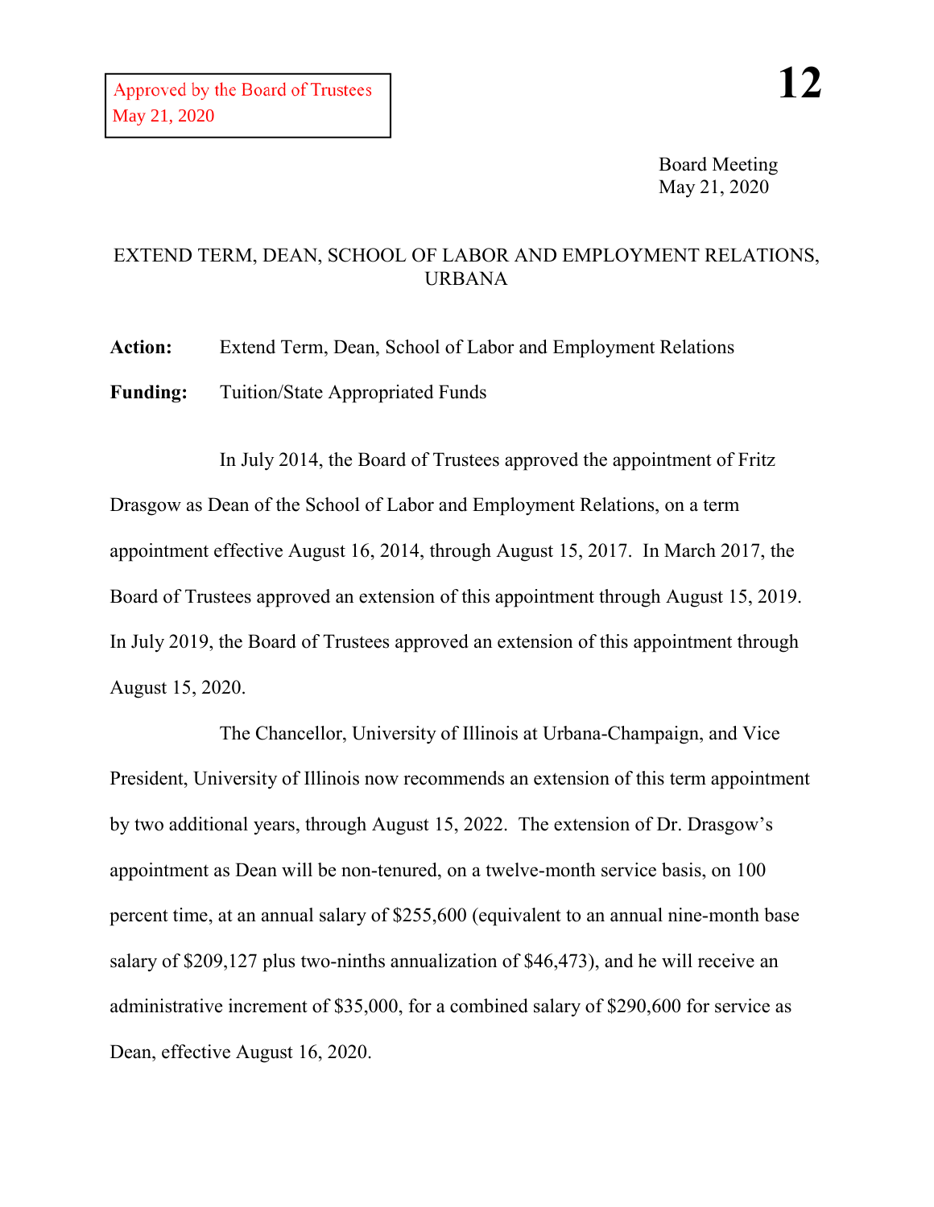Approved by the Board of Trustees
May 21, 2020

**12**

Board Meeting
May 21, 2020

# EXTEND TERM, DEAN, SCHOOL OF LABOR AND EMPLOYMENT RELATIONS, URBANA

**Action:** Extend Term, Dean, School of Labor and Employment Relations

**Funding:** Tuition/State Appropriated Funds

In July 2014, the Board of Trustees approved the appointment of Fritz Drasgow as Dean of the School of Labor and Employment Relations, on a term appointment effective August 16, 2014, through August 15, 2017. In March 2017, the Board of Trustees approved an extension of this appointment through August 15, 2019. In July 2019, the Board of Trustees approved an extension of this appointment through August 15, 2020.

The Chancellor, University of Illinois at Urbana-Champaign, and Vice President, University of Illinois now recommends an extension of this term appointment by two additional years, through August 15, 2022. The extension of Dr. Drasgow's appointment as Dean will be non-tenured, on a twelve-month service basis, on 100 percent time, at an annual salary of $255,600 (equivalent to an annual nine-month base salary of $209,127 plus two-ninths annualization of $46,473), and he will receive an administrative increment of $35,000, for a combined salary of $290,600 for service as Dean, effective August 16, 2020.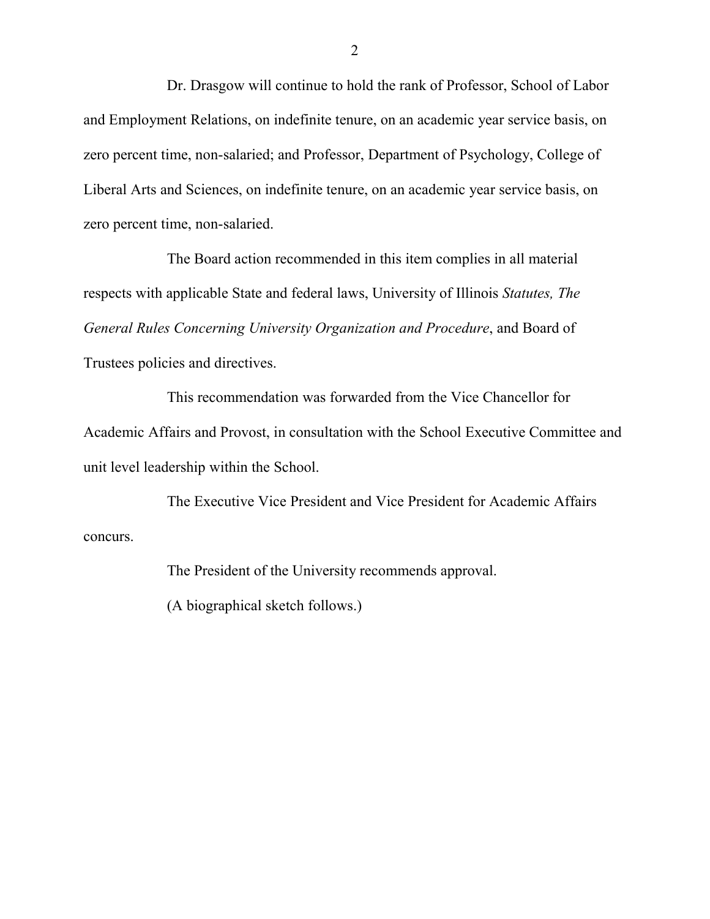Dr. Drasgow will continue to hold the rank of Professor, School of Labor and Employment Relations, on indefinite tenure, on an academic year service basis, on zero percent time, non-salaried; and Professor, Department of Psychology, College of Liberal Arts and Sciences, on indefinite tenure, on an academic year service basis, on zero percent time, non-salaried.

The Board action recommended in this item complies in all material respects with applicable State and federal laws, University of Illinois *Statutes, The General Rules Concerning University Organization and Procedure*, and Board of Trustees policies and directives.

This recommendation was forwarded from the Vice Chancellor for Academic Affairs and Provost, in consultation with the School Executive Committee and unit level leadership within the School.

The Executive Vice President and Vice President for Academic Affairs concurs.

The President of the University recommends approval.

(A biographical sketch follows.)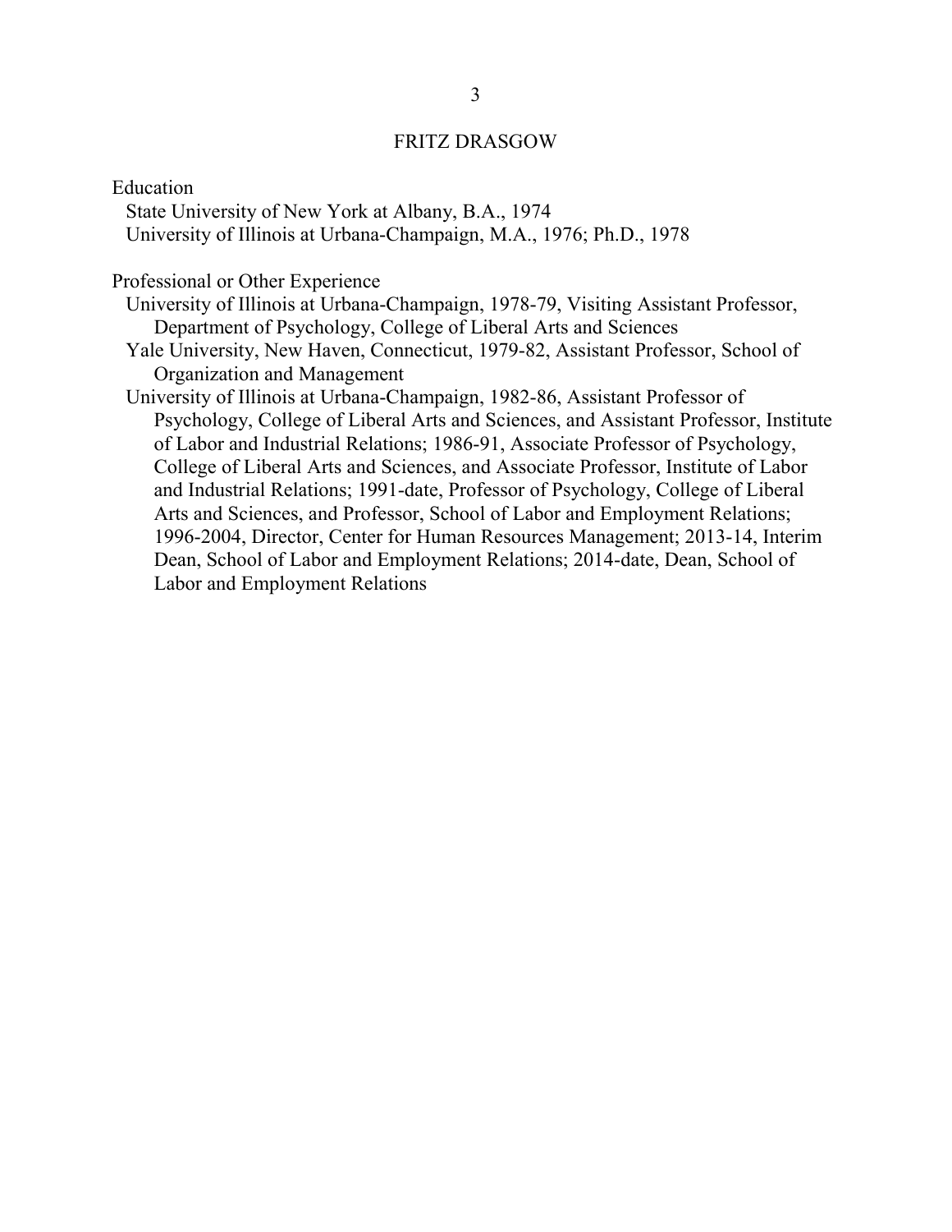# FRITZ DRASGOW

## Education

State University of New York at Albany, B.A., 1974
University of Illinois at Urbana-Champaign, M.A., 1976; Ph.D., 1978

## Professional or Other Experience

University of Illinois at Urbana-Champaign, 1978-79, Visiting Assistant Professor, Department of Psychology, College of Liberal Arts and Sciences

Yale University, New Haven, Connecticut, 1979-82, Assistant Professor, School of Organization and Management

University of Illinois at Urbana-Champaign, 1982-86, Assistant Professor of Psychology, College of Liberal Arts and Sciences, and Assistant Professor, Institute of Labor and Industrial Relations; 1986-91, Associate Professor of Psychology, College of Liberal Arts and Sciences, and Associate Professor, Institute of Labor and Industrial Relations; 1991-date, Professor of Psychology, College of Liberal Arts and Sciences, and Professor, School of Labor and Employment Relations; 1996-2004, Director, Center for Human Resources Management; 2013-14, Interim Dean, School of Labor and Employment Relations; 2014-date, Dean, School of Labor and Employment Relations